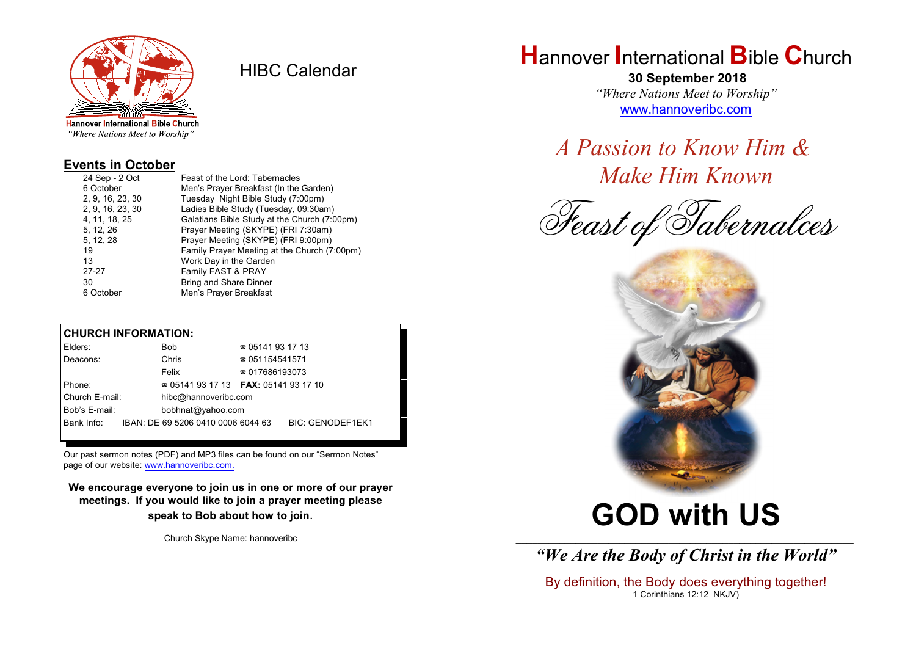Hannover International Bible Church
*"Where Nations Meet to Worship"*

# HIBC Calendar

## Events in October

| | |
|---|---|
| 24 Sep - 2 Oct | Feast of the Lord: Tabernacles |
| 6 October | Men's Prayer Breakfast (In the Garden) |
| 2, 9, 16, 23, 30 | Tuesday Night Bible Study (7:00pm) |
| 2, 9, 16, 23, 30 | Ladies Bible Study (Tuesday, 09:30am) |
| 4, 11, 18, 25 | Galatians Bible Study at the Church (7:00pm) |
| 5, 12, 26 | Prayer Meeting (SKYPE) (FRI 7:30am) |
| 5, 12, 28 | Prayer Meeting (SKYPE) (FRI 9:00pm) |
| 19 | Family Prayer Meeting at the Church (7:00pm) |
| 13 | Work Day in the Garden |
| 27-27 | Family FAST & PRAY |
| 30 | Bring and Share Dinner |
| 6 October | Men's Prayer Breakfast |

**CHURCH INFORMATION:**

| | | |
|---|---|---|
| Elders: | Bob | ☎ 05141 93 17 13 |
| Deacons: | Chris | ☎ 051154541571 |
| | Felix | ☎ 017686193073 |
| Phone: | ☎ 05141 93 17 13 | **FAX:** 05141 93 17 10 |
| Church E-mail: | hibc@hannoveribc.com | |
| Bob's E-mail: | bobhnat@yahoo.com | |
| Bank Info: | IBAN: DE 69 5206 0410 0006 6044 63 | BIC: GENODEF1EK1 |

Our past sermon notes (PDF) and MP3 files can be found on our "Sermon Notes" page of our website: www.hannoveribc.com.

**We encourage everyone to join us in one or more of our prayer meetings. If you would like to join a prayer meeting please speak to Bob about how to join.**

Church Skype Name: hannoveribc

# Hannover International Bible Church

**30 September 2018**

*"Where Nations Meet to Worship"*

www.hannoveribc.com

## *A Passion to Know Him & Make Him Known*

*Feast of Tabernalces*

# GOD with US

---

***"We Are the Body of Christ in the World"***

By definition, the Body does everything together!
1 Corinthians 12:12 NKJV)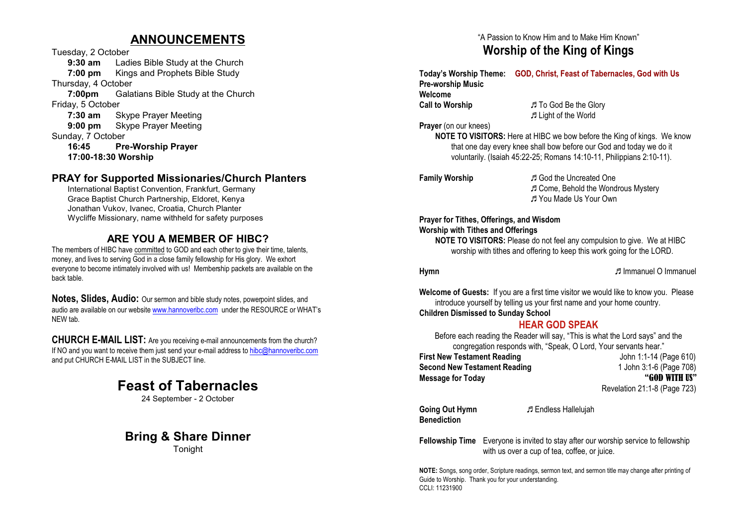# ANNOUNCEMENTS

Tuesday, 2 October

- **9:30 am** Ladies Bible Study at the Church
- **7:00 pm** Kings and Prophets Bible Study

Thursday, 4 October

- **7:00pm** Galatians Bible Study at the Church

Friday, 5 October

- **7:30 am** Skype Prayer Meeting
- **9:00 pm** Skype Prayer Meeting

Sunday, 7 October

- **16:45 Pre-Worship Prayer**
- **17:00-18:30 Worship**

## PRAY for Supported Missionaries/Church Planters

International Baptist Convention, Frankfurt, Germany
Grace Baptist Church Partnership, Eldoret, Kenya
Jonathan Vukov, Ivanec, Croatia, Church Planter
Wycliffe Missionary, name withheld for safety purposes

## ARE YOU A MEMBER OF HIBC?

The members of HIBC have committed to GOD and each other to give their time, talents, money, and lives to serving God in a close family fellowship for His glory. We exhort everyone to become intimately involved with us! Membership packets are available on the back table.

**Notes, Slides, Audio:** Our sermon and bible study notes, powerpoint slides, and audio are available on our website www.hannoveribc.com under the RESOURCE or WHAT's NEW tab.

**CHURCH E-MAIL LIST:** Are you receiving e-mail announcements from the church? If NO and you want to receive them just send your e-mail address to hibc@hannoveribc.com and put CHURCH E-MAIL LIST in the SUBJECT line.

# Feast of Tabernacles

24 September - 2 October

## Bring & Share Dinner

Tonight

"A Passion to Know Him and to Make Him Known"

# Worship of the King of Kings

**Today's Worship Theme:** **GOD, Christ, Feast of Tabernacles, God with Us**

**Pre-worship Music**

**Welcome**

**Call to Worship** ♬ To God Be the Glory
♬ Light of the World

**Prayer** (on our knees)

**NOTE TO VISITORS:** Here at HIBC we bow before the King of kings. We know that one day every knee shall bow before our God and today we do it voluntarily. (Isaiah 45:22-25; Romans 14:10-11, Philippians 2:10-11).

**Family Worship** ♬ God the Uncreated One
♬ Come, Behold the Wondrous Mystery
♬ You Made Us Your Own

**Prayer for Tithes, Offerings, and Wisdom**

**Worship with Tithes and Offerings**

**NOTE TO VISITORS:** Please do not feel any compulsion to give. We at HIBC worship with tithes and offering to keep this work going for the LORD.

**Hymn** ♬ Immanuel O Immanuel

**Welcome of Guests:** If you are a first time visitor we would like to know you. Please introduce yourself by telling us your first name and your home country.

**Children Dismissed to Sunday School**

## HEAR GOD SPEAK

Before each reading the Reader will say, "This is what the Lord says" and the congregation responds with, "Speak, O Lord, Your servants hear."

**First New Testament Reading** John 1:1-14 (Page 610)

**Second New Testament Reading** 1 John 3:1-6 (Page 708)

**Message for Today** **"GOD WITH US"**
Revelation 21:1-8 (Page 723)

**Going Out Hymn** ♬ Endless Hallelujah

**Benediction**

**Fellowship Time** Everyone is invited to stay after our worship service to fellowship with us over a cup of tea, coffee, or juice.

**NOTE:** Songs, song order, Scripture readings, sermon text, and sermon title may change after printing of Guide to Worship. Thank you for your understanding.
CCLI: 11231900